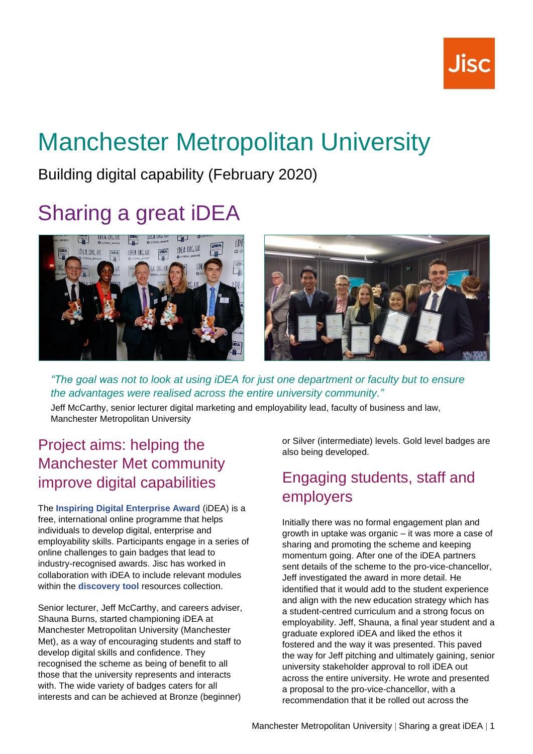# Manchester Metropolitan University

Building digital capability (February 2020)

## Sharing a great iDEA

*"The goal was not to look at using iDEA for just one department or faculty but to ensure the advantages were realised across the entire university community."*

Jeff McCarthy, senior lecturer digital marketing and employability lead, faculty of business and law, Manchester Metropolitan University

### Project aims: helping the Manchester Met community improve digital capabilities

The **Inspiring Digital Enterprise Award** (iDEA) is a free, international online programme that helps individuals to develop digital, enterprise and employability skills. Participants engage in a series of online challenges to gain badges that lead to industry-recognised awards. Jisc has worked in collaboration with iDEA to include relevant modules within the **discovery tool** resources collection.

Senior lecturer, Jeff McCarthy, and careers adviser, Shauna Burns, started championing iDEA at Manchester Metropolitan University (Manchester Met), as a way of encouraging students and staff to develop digital skills and confidence. They recognised the scheme as being of benefit to all those that the university represents and interacts with. The wide variety of badges caters for all interests and can be achieved at Bronze (beginner) or Silver (intermediate) levels. Gold level badges are also being developed.

### Engaging students, staff and employers

Initially there was no formal engagement plan and growth in uptake was organic – it was more a case of sharing and promoting the scheme and keeping momentum going. After one of the iDEA partners sent details of the scheme to the pro-vice-chancellor, Jeff investigated the award in more detail. He identified that it would add to the student experience and align with the new education strategy which has a student-centred curriculum and a strong focus on employability. Jeff, Shauna, a final year student and a graduate explored iDEA and liked the ethos it fostered and the way it was presented. This paved the way for Jeff pitching and ultimately gaining, senior university stakeholder approval to roll iDEA out across the entire university. He wrote and presented a proposal to the pro-vice-chancellor, with a recommendation that it be rolled out across the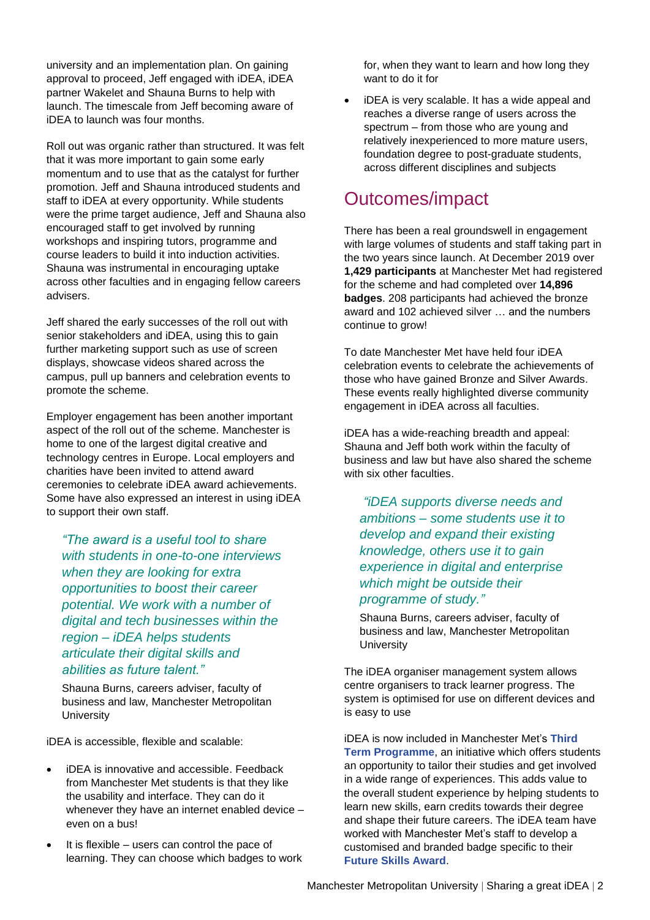university and an implementation plan. On gaining approval to proceed, Jeff engaged with iDEA, iDEA partner Wakelet and Shauna Burns to help with launch. The timescale from Jeff becoming aware of iDEA to launch was four months.

Roll out was organic rather than structured. It was felt that it was more important to gain some early momentum and to use that as the catalyst for further promotion. Jeff and Shauna introduced students and staff to iDEA at every opportunity. While students were the prime target audience, Jeff and Shauna also encouraged staff to get involved by running workshops and inspiring tutors, programme and course leaders to build it into induction activities. Shauna was instrumental in encouraging uptake across other faculties and in engaging fellow careers advisers.

Jeff shared the early successes of the roll out with senior stakeholders and iDEA, using this to gain further marketing support such as use of screen displays, showcase videos shared across the campus, pull up banners and celebration events to promote the scheme.

Employer engagement has been another important aspect of the roll out of the scheme. Manchester is home to one of the largest digital creative and technology centres in Europe. Local employers and charities have been invited to attend award ceremonies to celebrate iDEA award achievements. Some have also expressed an interest in using iDEA to support their own staff.

> *"The award is a useful tool to share with students in one-to-one interviews when they are looking for extra opportunities to boost their career potential. We work with a number of digital and tech businesses within the region – iDEA helps students articulate their digital skills and abilities as future talent."*
>
> Shauna Burns, careers adviser, faculty of business and law, Manchester Metropolitan University

iDEA is accessible, flexible and scalable:

- iDEA is innovative and accessible. Feedback from Manchester Met students is that they like the usability and interface. They can do it whenever they have an internet enabled device – even on a bus!
- It is flexible – users can control the pace of learning. They can choose which badges to work for, when they want to learn and how long they want to do it for
- iDEA is very scalable. It has a wide appeal and reaches a diverse range of users across the spectrum – from those who are young and relatively inexperienced to more mature users, foundation degree to post-graduate students, across different disciplines and subjects

## Outcomes/impact

There has been a real groundswell in engagement with large volumes of students and staff taking part in the two years since launch. At December 2019 over **1,429 participants** at Manchester Met had registered for the scheme and had completed over **14,896 badges**. 208 participants had achieved the bronze award and 102 achieved silver … and the numbers continue to grow!

To date Manchester Met have held four iDEA celebration events to celebrate the achievements of those who have gained Bronze and Silver Awards. These events really highlighted diverse community engagement in iDEA across all faculties.

iDEA has a wide-reaching breadth and appeal: Shauna and Jeff both work within the faculty of business and law but have also shared the scheme with six other faculties.

> *"iDEA supports diverse needs and ambitions – some students use it to develop and expand their existing knowledge, others use it to gain experience in digital and enterprise which might be outside their programme of study."*
>
> Shauna Burns, careers adviser, faculty of business and law, Manchester Metropolitan University

The iDEA organiser management system allows centre organisers to track learner progress. The system is optimised for use on different devices and is easy to use

iDEA is now included in Manchester Met's **Third Term Programme**, an initiative which offers students an opportunity to tailor their studies and get involved in a wide range of experiences. This adds value to the overall student experience by helping students to learn new skills, earn credits towards their degree and shape their future careers. The iDEA team have worked with Manchester Met's staff to develop a customised and branded badge specific to their **Future Skills Award**.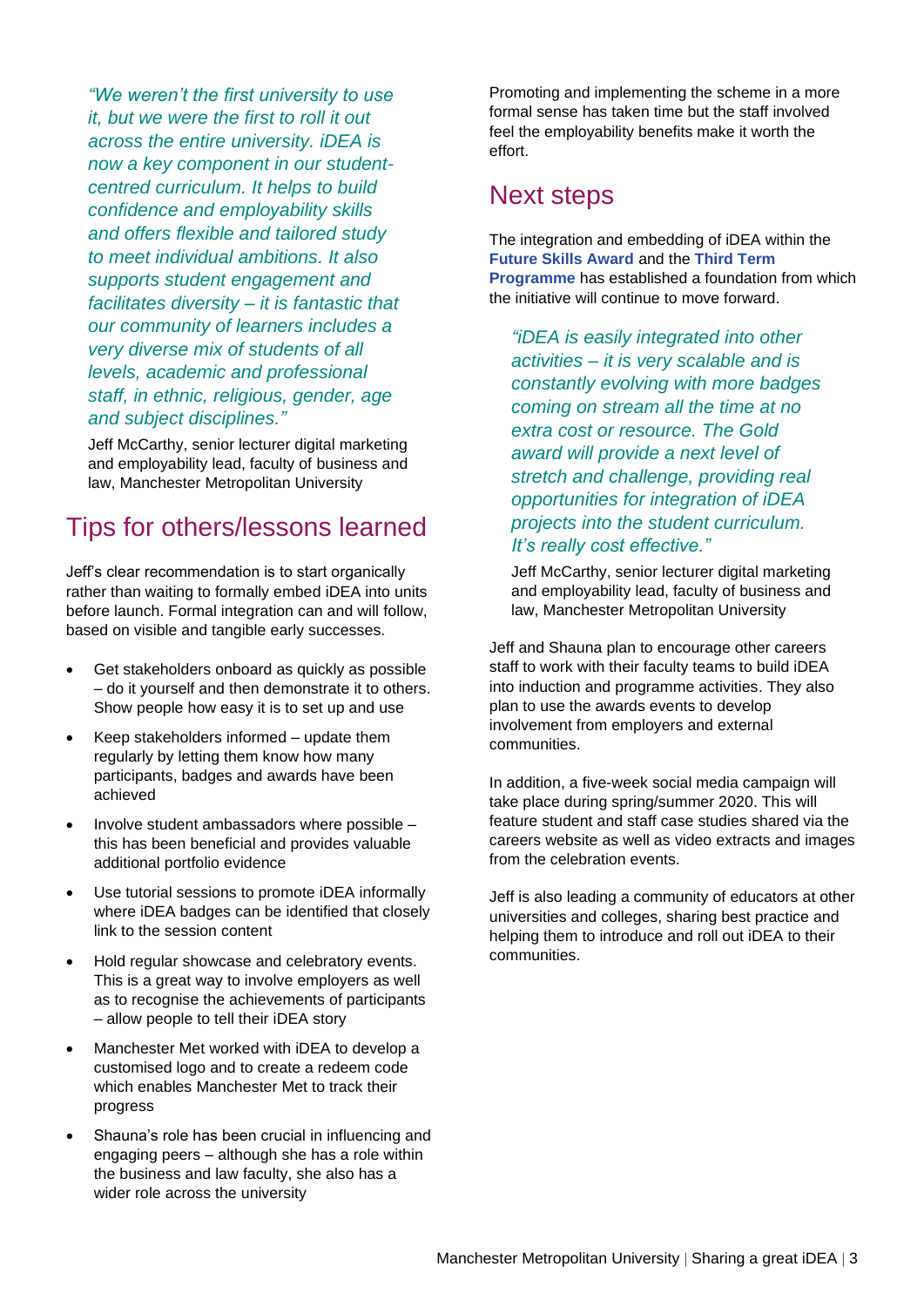*"We weren't the first university to use it, but we were the first to roll it out across the entire university. iDEA is now a key component in our student-centred curriculum. It helps to build confidence and employability skills and offers flexible and tailored study to meet individual ambitions. It also supports student engagement and facilitates diversity – it is fantastic that our community of learners includes a very diverse mix of students of all levels, academic and professional staff, in ethnic, religious, gender, age and subject disciplines."*

Jeff McCarthy, senior lecturer digital marketing and employability lead, faculty of business and law, Manchester Metropolitan University

## Tips for others/lessons learned

Jeff's clear recommendation is to start organically rather than waiting to formally embed iDEA into units before launch. Formal integration can and will follow, based on visible and tangible early successes.

- Get stakeholders onboard as quickly as possible – do it yourself and then demonstrate it to others. Show people how easy it is to set up and use
- Keep stakeholders informed – update them regularly by letting them know how many participants, badges and awards have been achieved
- Involve student ambassadors where possible – this has been beneficial and provides valuable additional portfolio evidence
- Use tutorial sessions to promote iDEA informally where iDEA badges can be identified that closely link to the session content
- Hold regular showcase and celebratory events. This is a great way to involve employers as well as to recognise the achievements of participants – allow people to tell their iDEA story
- Manchester Met worked with iDEA to develop a customised logo and to create a redeem code which enables Manchester Met to track their progress
- Shauna's role has been crucial in influencing and engaging peers – although she has a role within the business and law faculty, she also has a wider role across the university

Promoting and implementing the scheme in a more formal sense has taken time but the staff involved feel the employability benefits make it worth the effort.

## Next steps

The integration and embedding of iDEA within the **Future Skills Award** and the **Third Term Programme** has established a foundation from which the initiative will continue to move forward.

*"iDEA is easily integrated into other activities – it is very scalable and is constantly evolving with more badges coming on stream all the time at no extra cost or resource. The Gold award will provide a next level of stretch and challenge, providing real opportunities for integration of iDEA projects into the student curriculum. It's really cost effective."*

Jeff McCarthy, senior lecturer digital marketing and employability lead, faculty of business and law, Manchester Metropolitan University

Jeff and Shauna plan to encourage other careers staff to work with their faculty teams to build iDEA into induction and programme activities. They also plan to use the awards events to develop involvement from employers and external communities.

In addition, a five-week social media campaign will take place during spring/summer 2020. This will feature student and staff case studies shared via the careers website as well as video extracts and images from the celebration events.

Jeff is also leading a community of educators at other universities and colleges, sharing best practice and helping them to introduce and roll out iDEA to their communities.